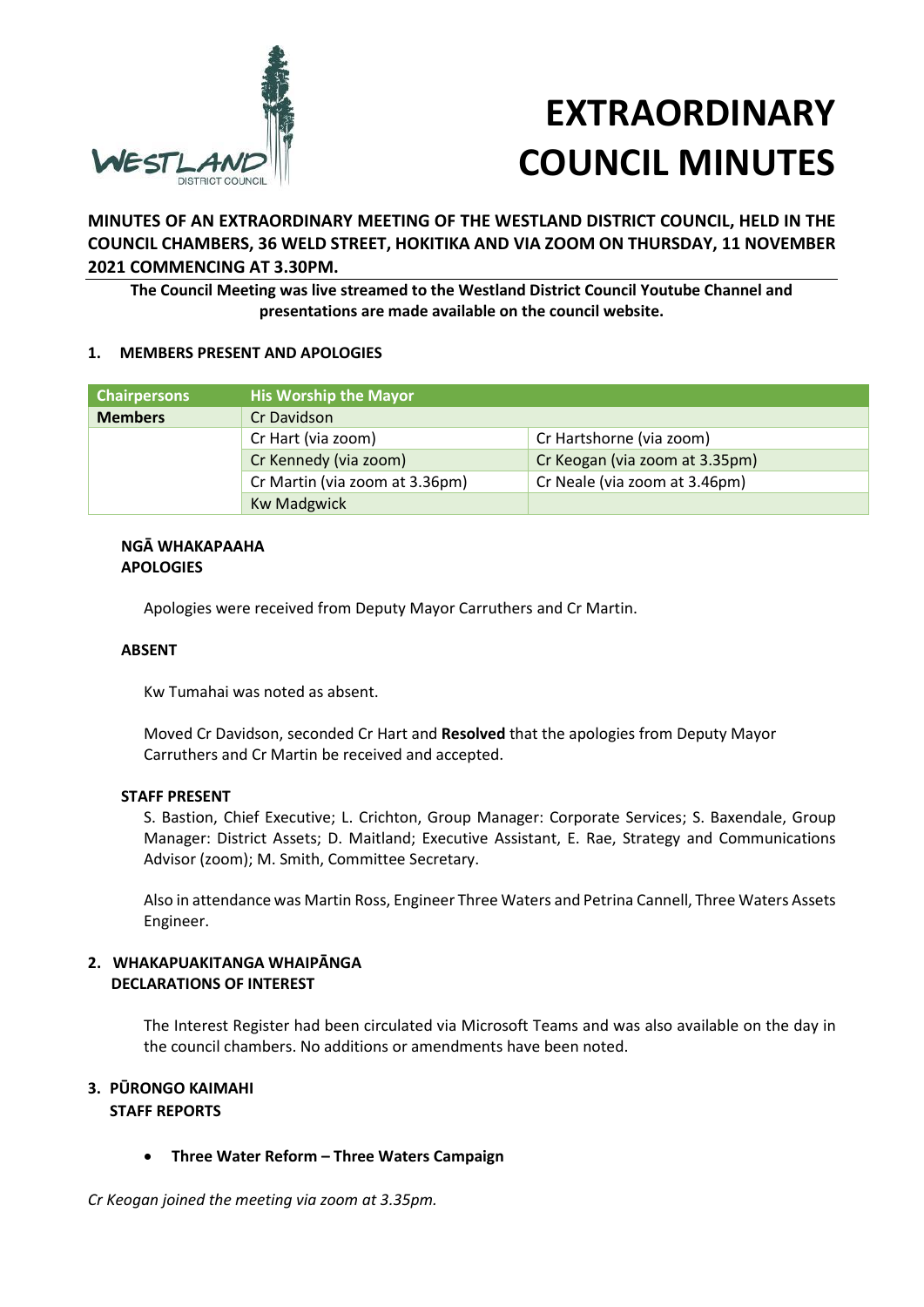# EXTRAORDINARY COUNCIL MINUTES

**MINUTES OF AN EXTRAORDINARY MEETING OF THE WESTLAND DISTRICT COUNCIL, HELD IN THE COUNCIL CHAMBERS, 36 WELD STREET, HOKITIKA AND VIA ZOOM ON THURSDAY, 11 NOVEMBER 2021 COMMENCING AT 3.30PM.**

**The Council Meeting was live streamed to the Westland District Council Youtube Channel and presentations are made available on the council website.**

## 1. MEMBERS PRESENT AND APOLOGIES

| Chairpersons | His Worship the Mayor | |
|---|---|---|
| **Members** | Cr Davidson | |
| | Cr Hart (via zoom) | Cr Hartshorne (via zoom) |
| | Cr Kennedy (via zoom) | Cr Keogan (via zoom at 3.35pm) |
| | Cr Martin (via zoom at 3.36pm) | Cr Neale (via zoom at 3.46pm) |
| | Kw Madgwick | |

**NGĀ WHAKAPAAHA**
**APOLOGIES**

Apologies were received from Deputy Mayor Carruthers and Cr Martin.

**ABSENT**

Kw Tumahai was noted as absent.

Moved Cr Davidson, seconded Cr Hart and **Resolved** that the apologies from Deputy Mayor Carruthers and Cr Martin be received and accepted.

**STAFF PRESENT**

S. Bastion, Chief Executive; L. Crichton, Group Manager: Corporate Services; S. Baxendale, Group Manager: District Assets; D. Maitland; Executive Assistant, E. Rae, Strategy and Communications Advisor (zoom); M. Smith, Committee Secretary.

Also in attendance was Martin Ross, Engineer Three Waters and Petrina Cannell, Three Waters Assets Engineer.

## 2. WHAKAPUAKITANGA WHAIPĀNGA
## DECLARATIONS OF INTEREST

The Interest Register had been circulated via Microsoft Teams and was also available on the day in the council chambers. No additions or amendments have been noted.

## 3. PŪRONGO KAIMAHI
## STAFF REPORTS

- **Three Water Reform – Three Waters Campaign**

*Cr Keogan joined the meeting via zoom at 3.35pm.*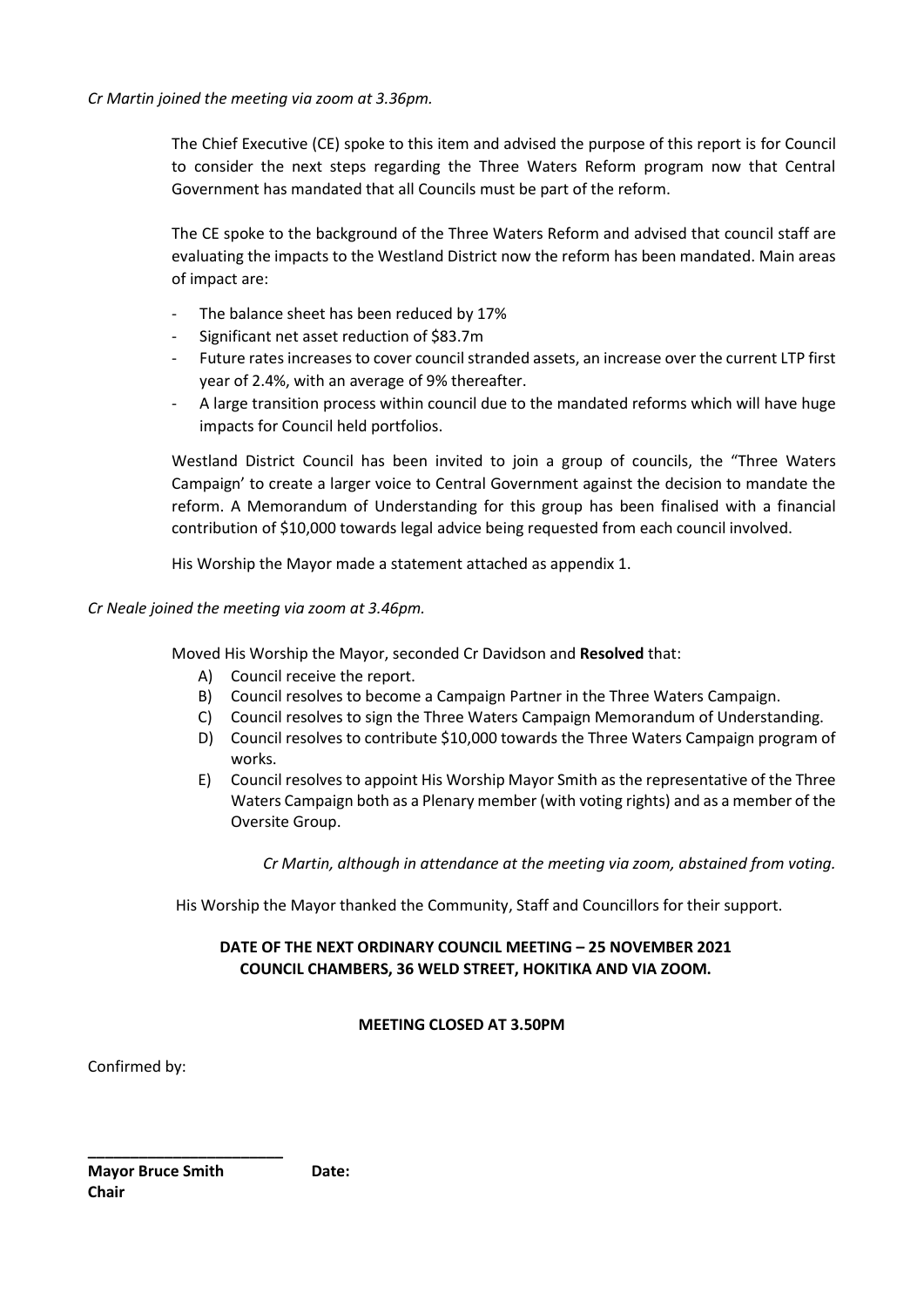*Cr Martin joined the meeting via zoom at 3.36pm.*

The Chief Executive (CE) spoke to this item and advised the purpose of this report is for Council to consider the next steps regarding the Three Waters Reform program now that Central Government has mandated that all Councils must be part of the reform.

The CE spoke to the background of the Three Waters Reform and advised that council staff are evaluating the impacts to the Westland District now the reform has been mandated. Main areas of impact are:

- The balance sheet has been reduced by 17%
- Significant net asset reduction of $83.7m
- Future rates increases to cover council stranded assets, an increase over the current LTP first year of 2.4%, with an average of 9% thereafter.
- A large transition process within council due to the mandated reforms which will have huge impacts for Council held portfolios.

Westland District Council has been invited to join a group of councils, the "Three Waters Campaign' to create a larger voice to Central Government against the decision to mandate the reform. A Memorandum of Understanding for this group has been finalised with a financial contribution of $10,000 towards legal advice being requested from each council involved.

His Worship the Mayor made a statement attached as appendix 1.

*Cr Neale joined the meeting via zoom at 3.46pm.*

Moved His Worship the Mayor, seconded Cr Davidson and **Resolved** that:

A) Council receive the report.
B) Council resolves to become a Campaign Partner in the Three Waters Campaign.
C) Council resolves to sign the Three Waters Campaign Memorandum of Understanding.
D) Council resolves to contribute $10,000 towards the Three Waters Campaign program of works.
E) Council resolves to appoint His Worship Mayor Smith as the representative of the Three Waters Campaign both as a Plenary member (with voting rights) and as a member of the Oversite Group.

*Cr Martin, although in attendance at the meeting via zoom, abstained from voting.*

His Worship the Mayor thanked the Community, Staff and Councillors for their support.

**DATE OF THE NEXT ORDINARY COUNCIL MEETING – 25 NOVEMBER 2021**
**COUNCIL CHAMBERS, 36 WELD STREET, HOKITIKA AND VIA ZOOM.**

**MEETING CLOSED AT 3.50PM**

Confirmed by:

\_\_\_\_\_\_\_\_\_\_\_\_\_\_\_\_\_\_\_\_\_\_\_

**Mayor Bruce Smith** **Date:**
**Chair**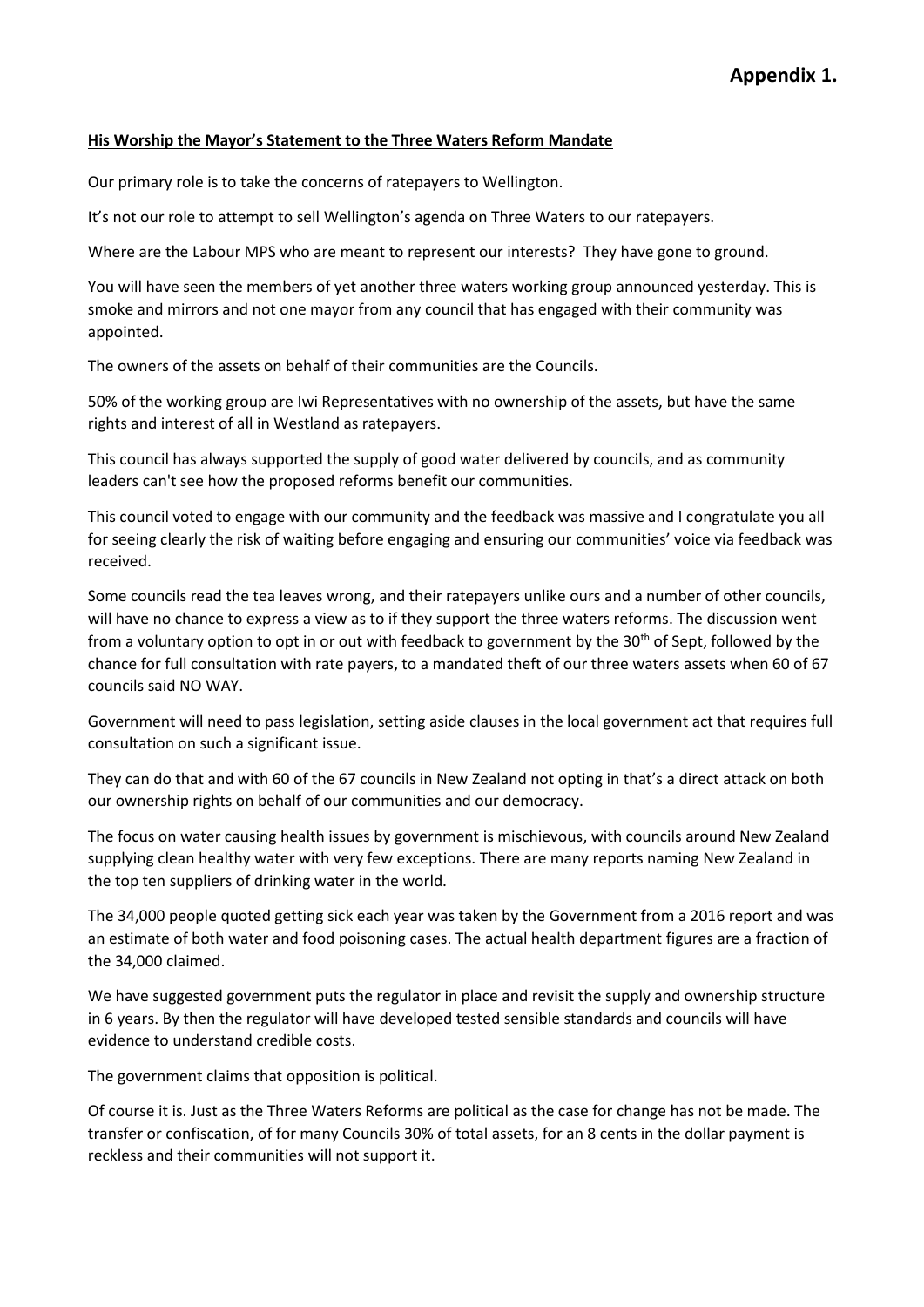# Appendix 1.

**His Worship the Mayor's Statement to the Three Waters Reform Mandate**

Our primary role is to take the concerns of ratepayers to Wellington.

It's not our role to attempt to sell Wellington's agenda on Three Waters to our ratepayers.

Where are the Labour MPS who are meant to represent our interests? They have gone to ground.

You will have seen the members of yet another three waters working group announced yesterday. This is smoke and mirrors and not one mayor from any council that has engaged with their community was appointed.

The owners of the assets on behalf of their communities are the Councils.

50% of the working group are Iwi Representatives with no ownership of the assets, but have the same rights and interest of all in Westland as ratepayers.

This council has always supported the supply of good water delivered by councils, and as community leaders can't see how the proposed reforms benefit our communities.

This council voted to engage with our community and the feedback was massive and I congratulate you all for seeing clearly the risk of waiting before engaging and ensuring our communities' voice via feedback was received.

Some councils read the tea leaves wrong, and their ratepayers unlike ours and a number of other councils, will have no chance to express a view as to if they support the three waters reforms. The discussion went from a voluntary option to opt in or out with feedback to government by the 30th of Sept, followed by the chance for full consultation with rate payers, to a mandated theft of our three waters assets when 60 of 67 councils said NO WAY.

Government will need to pass legislation, setting aside clauses in the local government act that requires full consultation on such a significant issue.

They can do that and with 60 of the 67 councils in New Zealand not opting in that's a direct attack on both our ownership rights on behalf of our communities and our democracy.

The focus on water causing health issues by government is mischievous, with councils around New Zealand supplying clean healthy water with very few exceptions. There are many reports naming New Zealand in the top ten suppliers of drinking water in the world.

The 34,000 people quoted getting sick each year was taken by the Government from a 2016 report and was an estimate of both water and food poisoning cases. The actual health department figures are a fraction of the 34,000 claimed.

We have suggested government puts the regulator in place and revisit the supply and ownership structure in 6 years. By then the regulator will have developed tested sensible standards and councils will have evidence to understand credible costs.

The government claims that opposition is political.

Of course it is. Just as the Three Waters Reforms are political as the case for change has not be made. The transfer or confiscation, of for many Councils 30% of total assets, for an 8 cents in the dollar payment is reckless and their communities will not support it.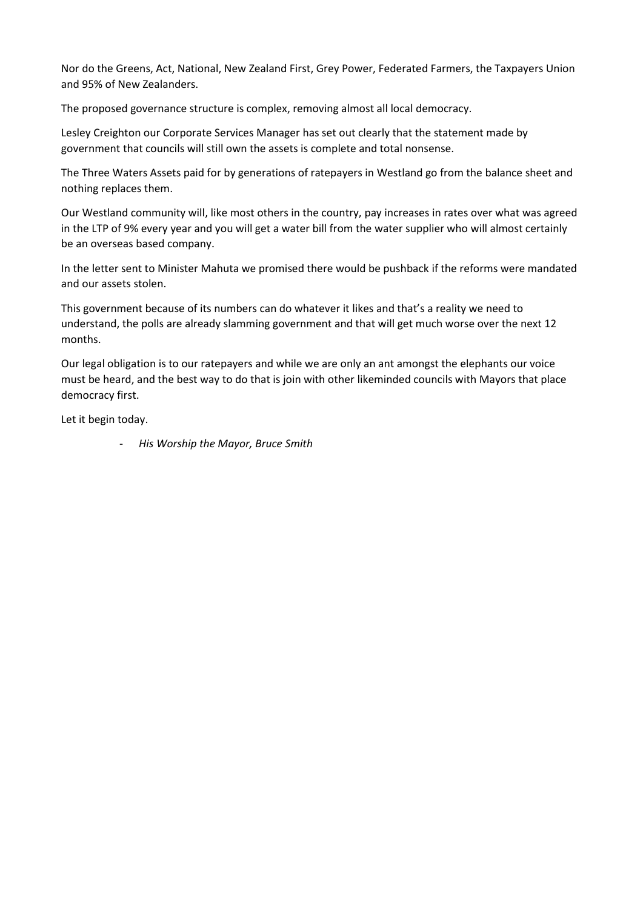Nor do the Greens, Act, National, New Zealand First, Grey Power, Federated Farmers, the Taxpayers Union and 95% of New Zealanders.

The proposed governance structure is complex, removing almost all local democracy.

Lesley Creighton our Corporate Services Manager has set out clearly that the statement made by government that councils will still own the assets is complete and total nonsense.

The Three Waters Assets paid for by generations of ratepayers in Westland go from the balance sheet and nothing replaces them.

Our Westland community will, like most others in the country, pay increases in rates over what was agreed in the LTP of 9% every year and you will get a water bill from the water supplier who will almost certainly be an overseas based company.

In the letter sent to Minister Mahuta we promised there would be pushback if the reforms were mandated and our assets stolen.

This government because of its numbers can do whatever it likes and that's a reality we need to understand, the polls are already slamming government and that will get much worse over the next 12 months.

Our legal obligation is to our ratepayers and while we are only an ant amongst the elephants our voice must be heard, and the best way to do that is join with other likeminded councils with Mayors that place democracy first.

Let it begin today.

- *His Worship the Mayor, Bruce Smith*